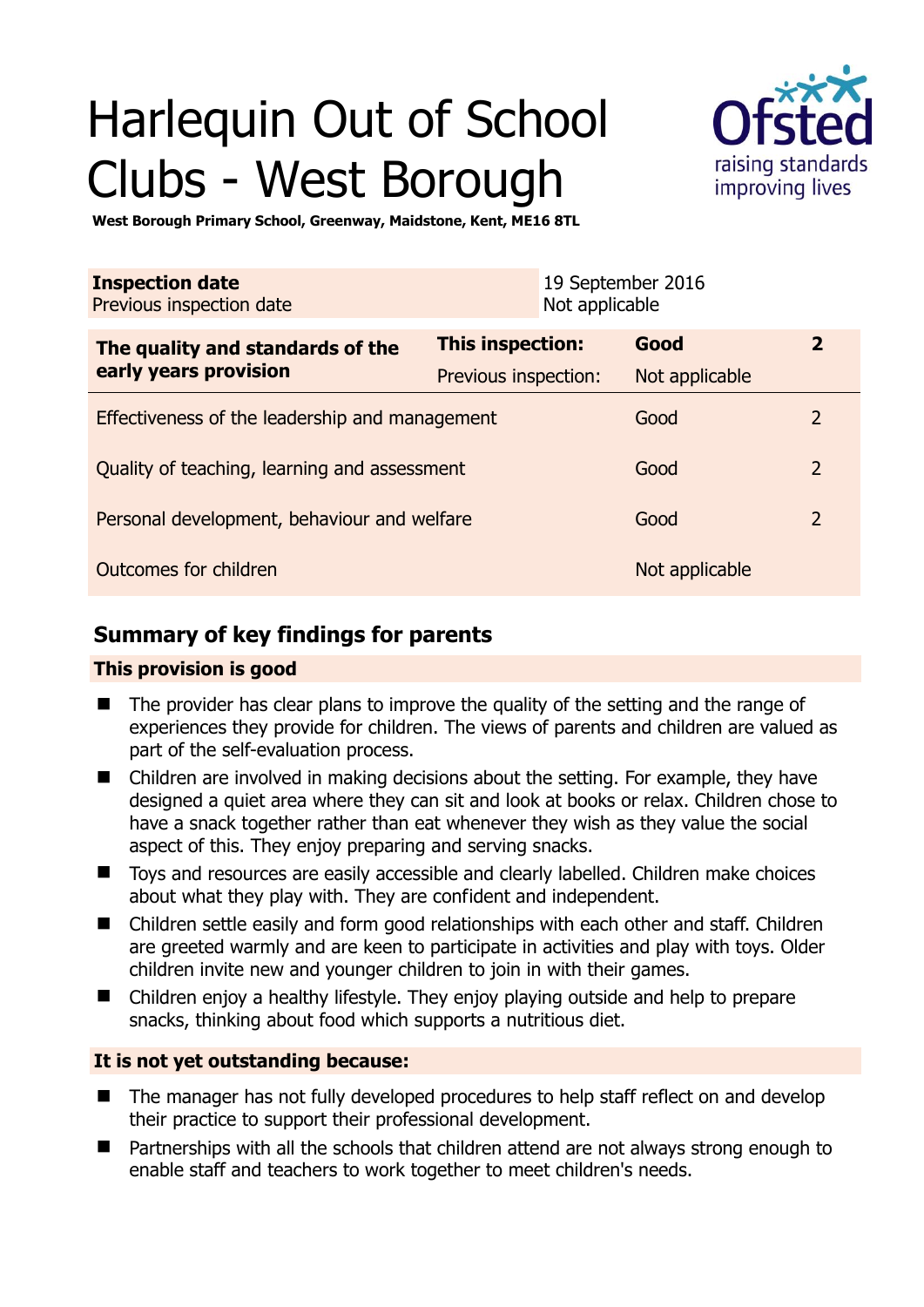# Harlequin Out of School Clubs - West Borough

**West Borough Primary School, Greenway, Maidstone, Kent, ME16 8TL**

| **Inspection date** | 19 September 2016 |
|---|---|
| Previous inspection date | Not applicable |

| **The quality and standards of the early years provision** | **This inspection:** | **Good** | **2** |
|---|---|---|---|
| | Previous inspection: | Not applicable | |
| Effectiveness of the leadership and management | | Good | 2 |
| Quality of teaching, learning and assessment | | Good | 2 |
| Personal development, behaviour and welfare | | Good | 2 |
| Outcomes for children | | Not applicable | |

## Summary of key findings for parents

### This provision is good

- The provider has clear plans to improve the quality of the setting and the range of experiences they provide for children. The views of parents and children are valued as part of the self-evaluation process.
- Children are involved in making decisions about the setting. For example, they have designed a quiet area where they can sit and look at books or relax. Children chose to have a snack together rather than eat whenever they wish as they value the social aspect of this. They enjoy preparing and serving snacks.
- Toys and resources are easily accessible and clearly labelled. Children make choices about what they play with. They are confident and independent.
- Children settle easily and form good relationships with each other and staff. Children are greeted warmly and are keen to participate in activities and play with toys. Older children invite new and younger children to join in with their games.
- Children enjoy a healthy lifestyle. They enjoy playing outside and help to prepare snacks, thinking about food which supports a nutritious diet.

### It is not yet outstanding because:

- The manager has not fully developed procedures to help staff reflect on and develop their practice to support their professional development.
- Partnerships with all the schools that children attend are not always strong enough to enable staff and teachers to work together to meet children's needs.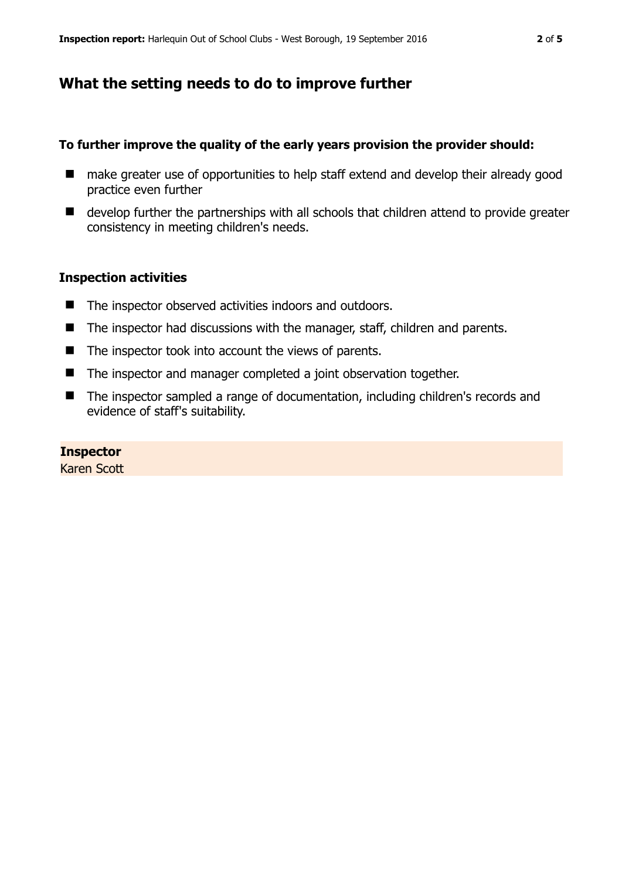## What the setting needs to do to improve further

**To further improve the quality of the early years provision the provider should:**

- make greater use of opportunities to help staff extend and develop their already good practice even further
- develop further the partnerships with all schools that children attend to provide greater consistency in meeting children's needs.

### Inspection activities

- The inspector observed activities indoors and outdoors.
- The inspector had discussions with the manager, staff, children and parents.
- The inspector took into account the views of parents.
- The inspector and manager completed a joint observation together.
- The inspector sampled a range of documentation, including children's records and evidence of staff's suitability.

**Inspector**
Karen Scott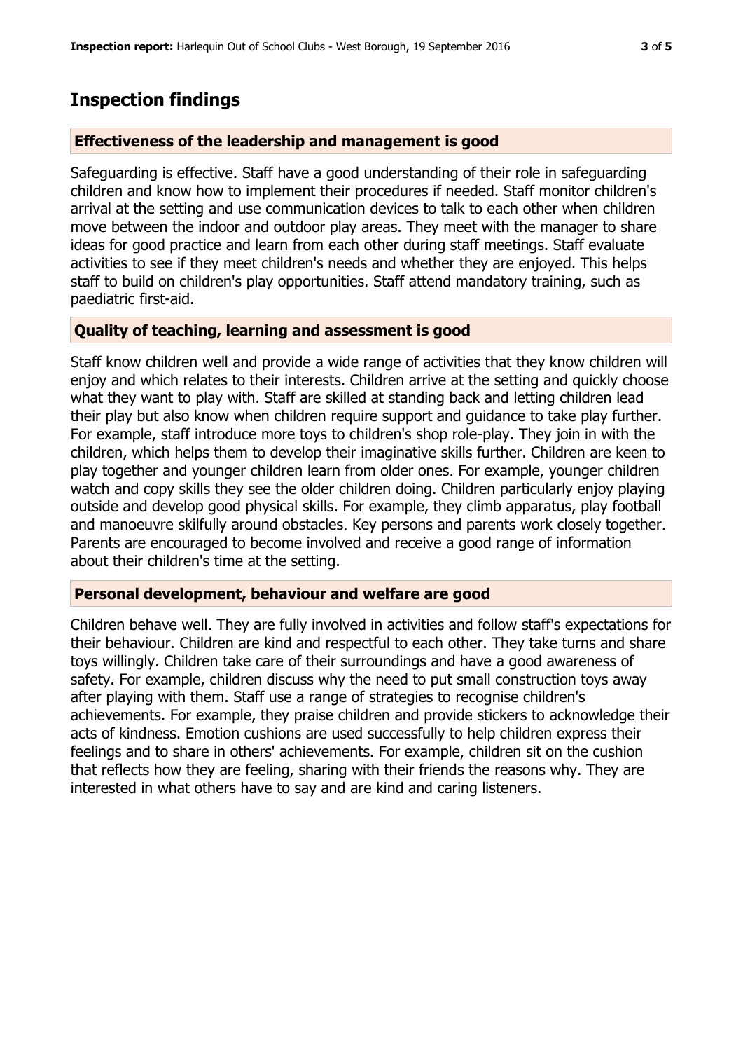# Inspection findings

## Effectiveness of the leadership and management is good

Safeguarding is effective. Staff have a good understanding of their role in safeguarding children and know how to implement their procedures if needed. Staff monitor children's arrival at the setting and use communication devices to talk to each other when children move between the indoor and outdoor play areas. They meet with the manager to share ideas for good practice and learn from each other during staff meetings. Staff evaluate activities to see if they meet children's needs and whether they are enjoyed. This helps staff to build on children's play opportunities. Staff attend mandatory training, such as paediatric first-aid.

## Quality of teaching, learning and assessment is good

Staff know children well and provide a wide range of activities that they know children will enjoy and which relates to their interests. Children arrive at the setting and quickly choose what they want to play with. Staff are skilled at standing back and letting children lead their play but also know when children require support and guidance to take play further. For example, staff introduce more toys to children's shop role-play. They join in with the children, which helps them to develop their imaginative skills further. Children are keen to play together and younger children learn from older ones. For example, younger children watch and copy skills they see the older children doing. Children particularly enjoy playing outside and develop good physical skills. For example, they climb apparatus, play football and manoeuvre skilfully around obstacles. Key persons and parents work closely together. Parents are encouraged to become involved and receive a good range of information about their children's time at the setting.

## Personal development, behaviour and welfare are good

Children behave well. They are fully involved in activities and follow staff's expectations for their behaviour. Children are kind and respectful to each other. They take turns and share toys willingly. Children take care of their surroundings and have a good awareness of safety. For example, children discuss why the need to put small construction toys away after playing with them. Staff use a range of strategies to recognise children's achievements. For example, they praise children and provide stickers to acknowledge their acts of kindness. Emotion cushions are used successfully to help children express their feelings and to share in others' achievements. For example, children sit on the cushion that reflects how they are feeling, sharing with their friends the reasons why. They are interested in what others have to say and are kind and caring listeners.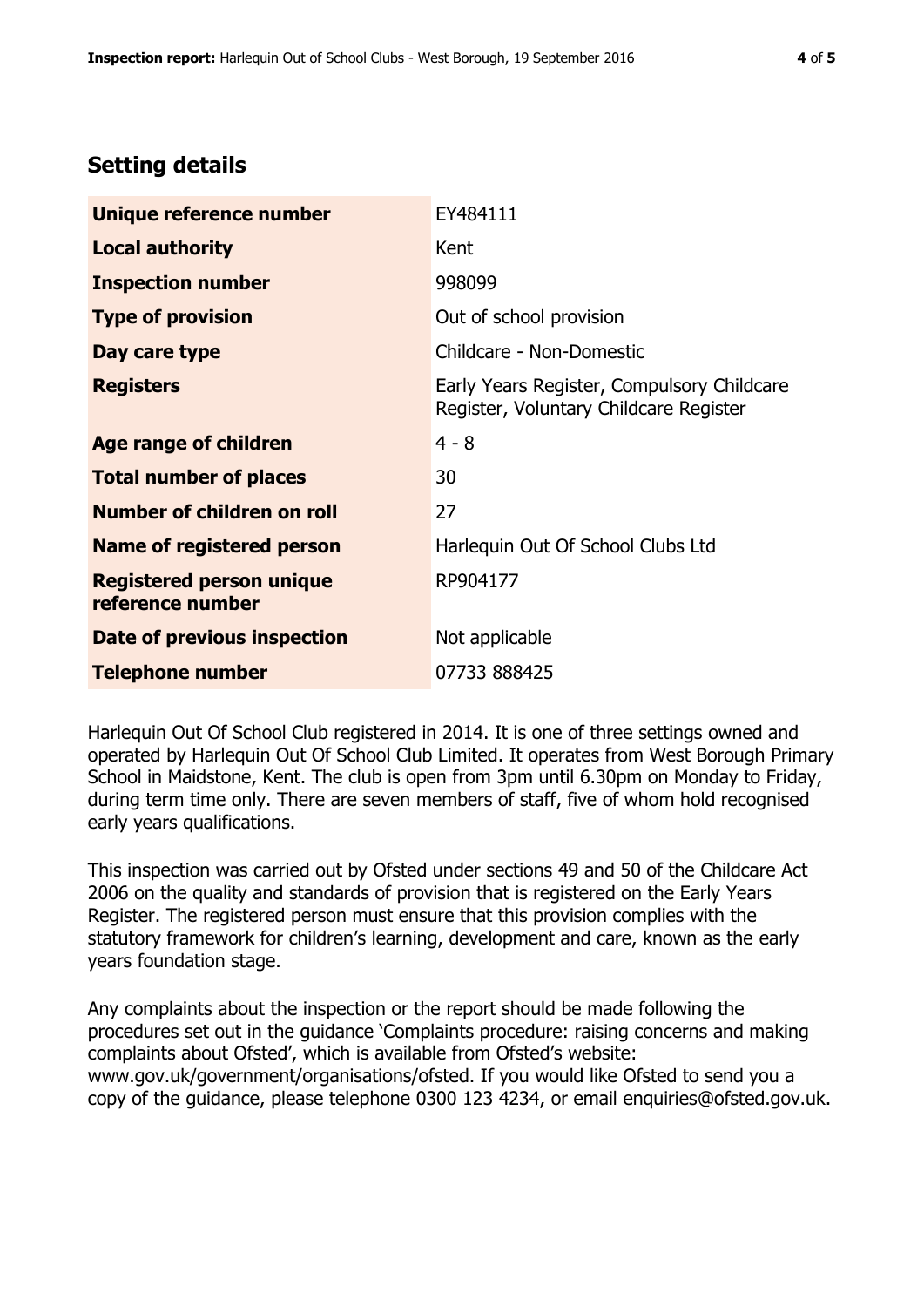## Setting details

| | |
|---|---|
| **Unique reference number** | EY484111 |
| **Local authority** | Kent |
| **Inspection number** | 998099 |
| **Type of provision** | Out of school provision |
| **Day care type** | Childcare - Non-Domestic |
| **Registers** | Early Years Register, Compulsory Childcare Register, Voluntary Childcare Register |
| **Age range of children** | 4 - 8 |
| **Total number of places** | 30 |
| **Number of children on roll** | 27 |
| **Name of registered person** | Harlequin Out Of School Clubs Ltd |
| **Registered person unique reference number** | RP904177 |
| **Date of previous inspection** | Not applicable |
| **Telephone number** | 07733 888425 |

Harlequin Out Of School Club registered in 2014. It is one of three settings owned and operated by Harlequin Out Of School Club Limited. It operates from West Borough Primary School in Maidstone, Kent. The club is open from 3pm until 6.30pm on Monday to Friday, during term time only. There are seven members of staff, five of whom hold recognised early years qualifications.

This inspection was carried out by Ofsted under sections 49 and 50 of the Childcare Act 2006 on the quality and standards of provision that is registered on the Early Years Register. The registered person must ensure that this provision complies with the statutory framework for children's learning, development and care, known as the early years foundation stage.

Any complaints about the inspection or the report should be made following the procedures set out in the guidance 'Complaints procedure: raising concerns and making complaints about Ofsted', which is available from Ofsted's website: www.gov.uk/government/organisations/ofsted. If you would like Ofsted to send you a copy of the guidance, please telephone 0300 123 4234, or email enquiries@ofsted.gov.uk.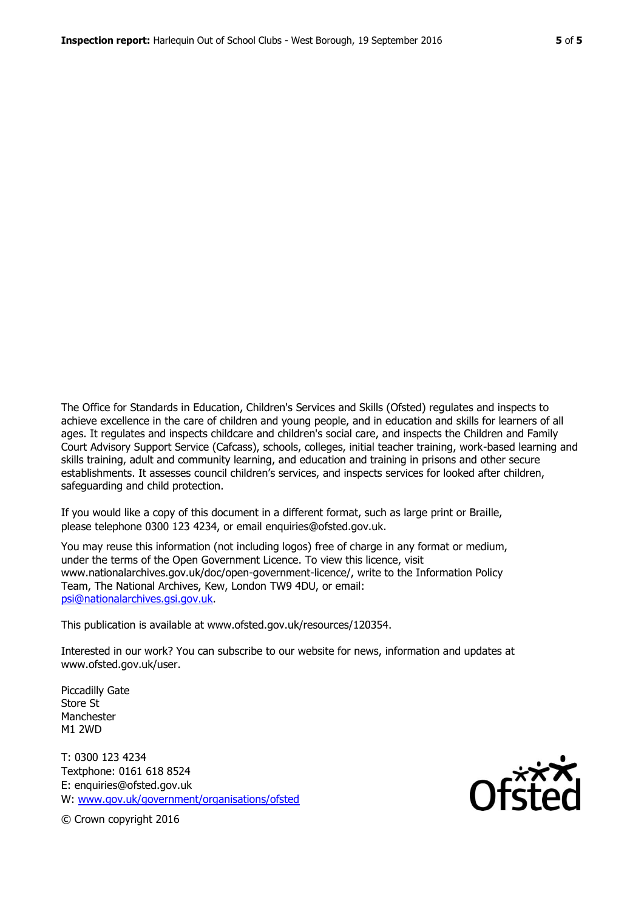The Office for Standards in Education, Children's Services and Skills (Ofsted) regulates and inspects to achieve excellence in the care of children and young people, and in education and skills for learners of all ages. It regulates and inspects childcare and children's social care, and inspects the Children and Family Court Advisory Support Service (Cafcass), schools, colleges, initial teacher training, work-based learning and skills training, adult and community learning, and education and training in prisons and other secure establishments. It assesses council children's services, and inspects services for looked after children, safeguarding and child protection.

If you would like a copy of this document in a different format, such as large print or Braille, please telephone 0300 123 4234, or email enquiries@ofsted.gov.uk.

You may reuse this information (not including logos) free of charge in any format or medium, under the terms of the Open Government Licence. To view this licence, visit www.nationalarchives.gov.uk/doc/open-government-licence/, write to the Information Policy Team, The National Archives, Kew, London TW9 4DU, or email: psi@nationalarchives.gsi.gov.uk.

This publication is available at www.ofsted.gov.uk/resources/120354.

Interested in our work? You can subscribe to our website for news, information and updates at www.ofsted.gov.uk/user.

Piccadilly Gate
Store St
Manchester
M1 2WD

T: 0300 123 4234
Textphone: 0161 618 8524
E: enquiries@ofsted.gov.uk
W: www.gov.uk/government/organisations/ofsted

© Crown copyright 2016